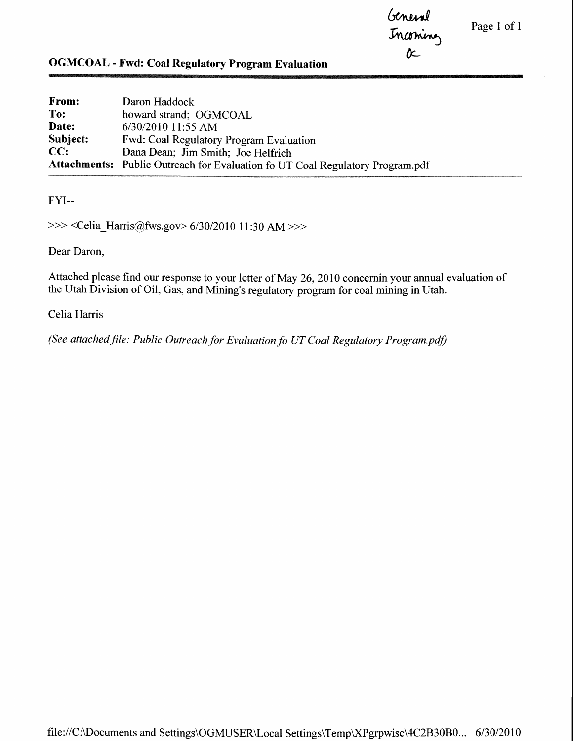General Incoming
ok

## OGMCOAL - Fwd: Coal Regulatory Program Evaluation

| | |
|---|---|
| **From:** | Daron Haddock |
| **To:** | howard strand; OGMCOAL |
| **Date:** | 6/30/2010 11:55 AM |
| **Subject:** | Fwd: Coal Regulatory Program Evaluation |
| **CC:** | Dana Dean; Jim Smith; Joe Helfrich |
| **Attachments:** | Public Outreach for Evaluation fo UT Coal Regulatory Program.pdf |

FYI--

>>> <Celia_Harris@fws.gov> 6/30/2010 11:30 AM >>>

Dear Daron,

Attached please find our response to your letter of May 26, 2010 concernin your annual evaluation of the Utah Division of Oil, Gas, and Mining's regulatory program for coal mining in Utah.

Celia Harris

*(See attached file: Public Outreach for Evaluation fo UT Coal Regulatory Program.pdf)*

file://C:\Documents and Settings\OGMUSER\Local Settings\Temp\XPgrpwise\4C2B30B0... 6/30/2010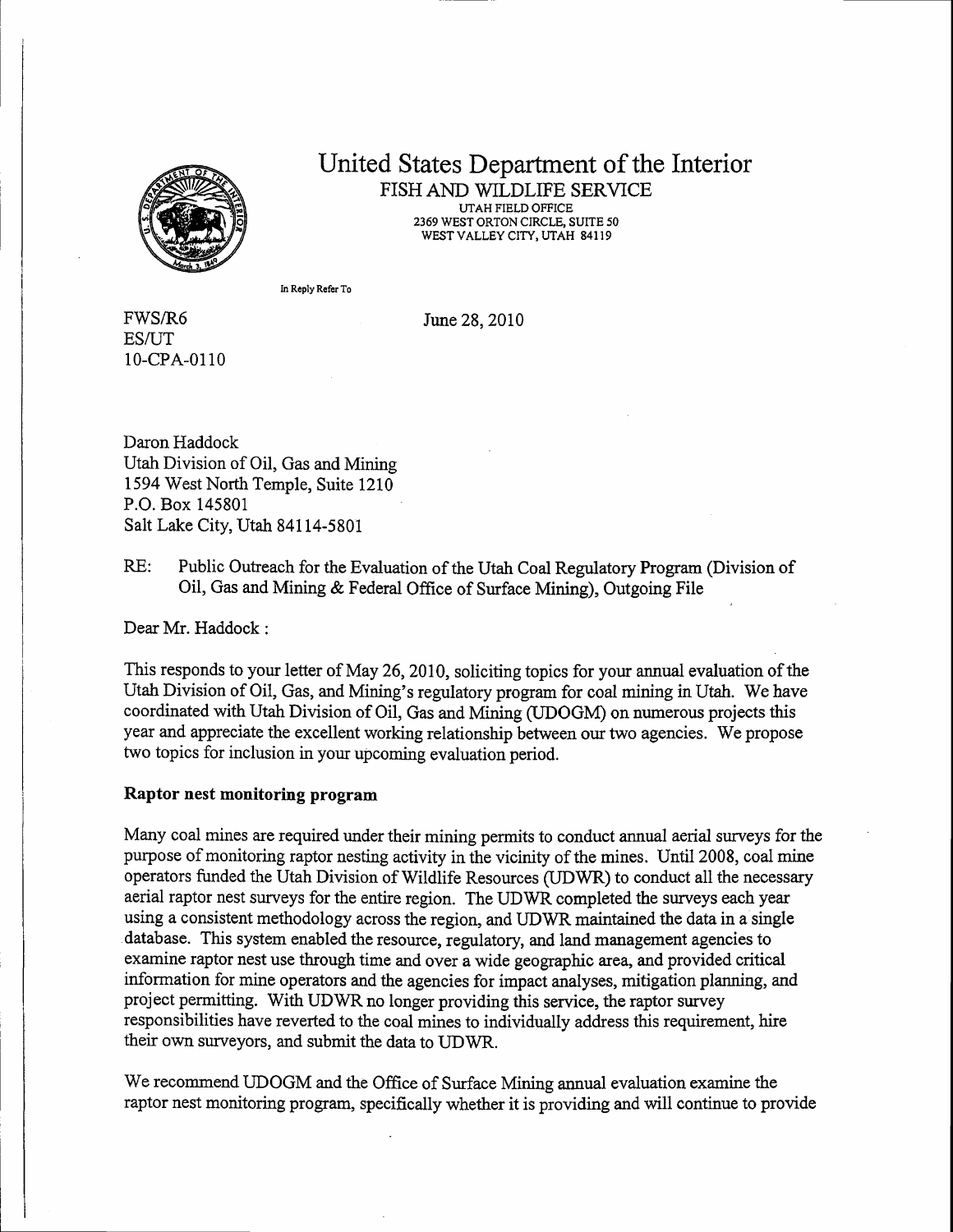# United States Department of the Interior

FISH AND WILDLIFE SERVICE
UTAH FIELD OFFICE
2369 WEST ORTON CIRCLE, SUITE 50
WEST VALLEY CITY, UTAH 84119

In Reply Refer To

FWS/R6
ES/UT
10-CPA-0110

June 28, 2010

Daron Haddock
Utah Division of Oil, Gas and Mining
1594 West North Temple, Suite 1210
P.O. Box 145801
Salt Lake City, Utah 84114-5801

RE: Public Outreach for the Evaluation of the Utah Coal Regulatory Program (Division of Oil, Gas and Mining & Federal Office of Surface Mining), Outgoing File

Dear Mr. Haddock :

This responds to your letter of May 26, 2010, soliciting topics for your annual evaluation of the Utah Division of Oil, Gas, and Mining's regulatory program for coal mining in Utah. We have coordinated with Utah Division of Oil, Gas and Mining (UDOGM) on numerous projects this year and appreciate the excellent working relationship between our two agencies. We propose two topics for inclusion in your upcoming evaluation period.

**Raptor nest monitoring program**

Many coal mines are required under their mining permits to conduct annual aerial surveys for the purpose of monitoring raptor nesting activity in the vicinity of the mines. Until 2008, coal mine operators funded the Utah Division of Wildlife Resources (UDWR) to conduct all the necessary aerial raptor nest surveys for the entire region. The UDWR completed the surveys each year using a consistent methodology across the region, and UDWR maintained the data in a single database. This system enabled the resource, regulatory, and land management agencies to examine raptor nest use through time and over a wide geographic area, and provided critical information for mine operators and the agencies for impact analyses, mitigation planning, and project permitting. With UDWR no longer providing this service, the raptor survey responsibilities have reverted to the coal mines to individually address this requirement, hire their own surveyors, and submit the data to UDWR.

We recommend UDOGM and the Office of Surface Mining annual evaluation examine the raptor nest monitoring program, specifically whether it is providing and will continue to provide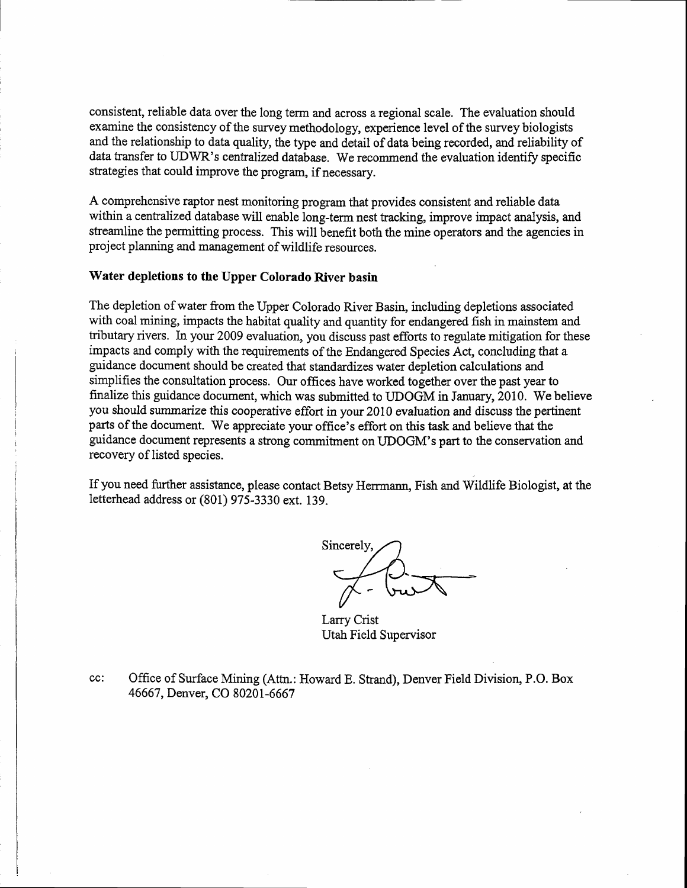consistent, reliable data over the long term and across a regional scale. The evaluation should examine the consistency of the survey methodology, experience level of the survey biologists and the relationship to data quality, the type and detail of data being recorded, and reliability of data transfer to UDWR's centralized database. We recommend the evaluation identify specific strategies that could improve the program, if necessary.

A comprehensive raptor nest monitoring program that provides consistent and reliable data within a centralized database will enable long-term nest tracking, improve impact analysis, and streamline the permitting process. This will benefit both the mine operators and the agencies in project planning and management of wildlife resources.

**Water depletions to the Upper Colorado River basin**

The depletion of water from the Upper Colorado River Basin, including depletions associated with coal mining, impacts the habitat quality and quantity for endangered fish in mainstem and tributary rivers. In your 2009 evaluation, you discuss past efforts to regulate mitigation for these impacts and comply with the requirements of the Endangered Species Act, concluding that a guidance document should be created that standardizes water depletion calculations and simplifies the consultation process. Our offices have worked together over the past year to finalize this guidance document, which was submitted to UDOGM in January, 2010. We believe you should summarize this cooperative effort in your 2010 evaluation and discuss the pertinent parts of the document. We appreciate your office's effort on this task and believe that the guidance document represents a strong commitment on UDOGM's part to the conservation and recovery of listed species.

If you need further assistance, please contact Betsy Herrmann, Fish and Wildlife Biologist, at the letterhead address or (801) 975-3330 ext. 139.

Sincerely,

Larry Crist
Utah Field Supervisor

cc: Office of Surface Mining (Attn.: Howard E. Strand), Denver Field Division, P.O. Box 46667, Denver, CO 80201-6667